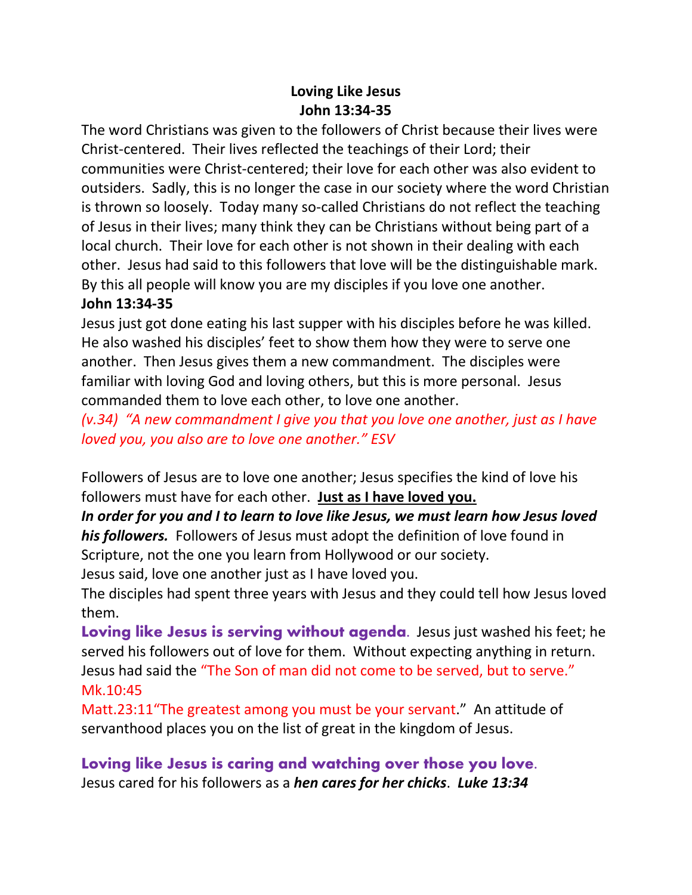**Loving Like Jesus**
**John 13:34-35**

The word Christians was given to the followers of Christ because their lives were Christ-centered. Their lives reflected the teachings of their Lord; their communities were Christ-centered; their love for each other was also evident to outsiders. Sadly, this is no longer the case in our society where the word Christian is thrown so loosely. Today many so-called Christians do not reflect the teaching of Jesus in their lives; many think they can be Christians without being part of a local church. Their love for each other is not shown in their dealing with each other. Jesus had said to this followers that love will be the distinguishable mark. By this all people will know you are my disciples if you love one another.

**John 13:34-35**

Jesus just got done eating his last supper with his disciples before he was killed. He also washed his disciples' feet to show them how they were to serve one another. Then Jesus gives them a new commandment. The disciples were familiar with loving God and loving others, but this is more personal. Jesus commanded them to love each other, to love one another.

*(v.34) "A new commandment I give you that you love one another, just as I have loved you, you also are to love one another." ESV*

Followers of Jesus are to love one another; Jesus specifies the kind of love his followers must have for each other. **Just as I have loved you.**

***In order for you and I to learn to love like Jesus, we must learn how Jesus loved his followers.*** Followers of Jesus must adopt the definition of love found in Scripture, not the one you learn from Hollywood or our society.

Jesus said, love one another just as I have loved you.

The disciples had spent three years with Jesus and they could tell how Jesus loved them.

**Loving like Jesus is serving without agenda.** Jesus just washed his feet; he served his followers out of love for them. Without expecting anything in return. Jesus had said the "The Son of man did not come to be served, but to serve." Mk.10:45

Matt.23:11"The greatest among you must be your servant." An attitude of servanthood places you on the list of great in the kingdom of Jesus.

**Loving like Jesus is caring and watching over those you love.**

Jesus cared for his followers as a ***hen cares for her chicks***. ***Luke 13:34***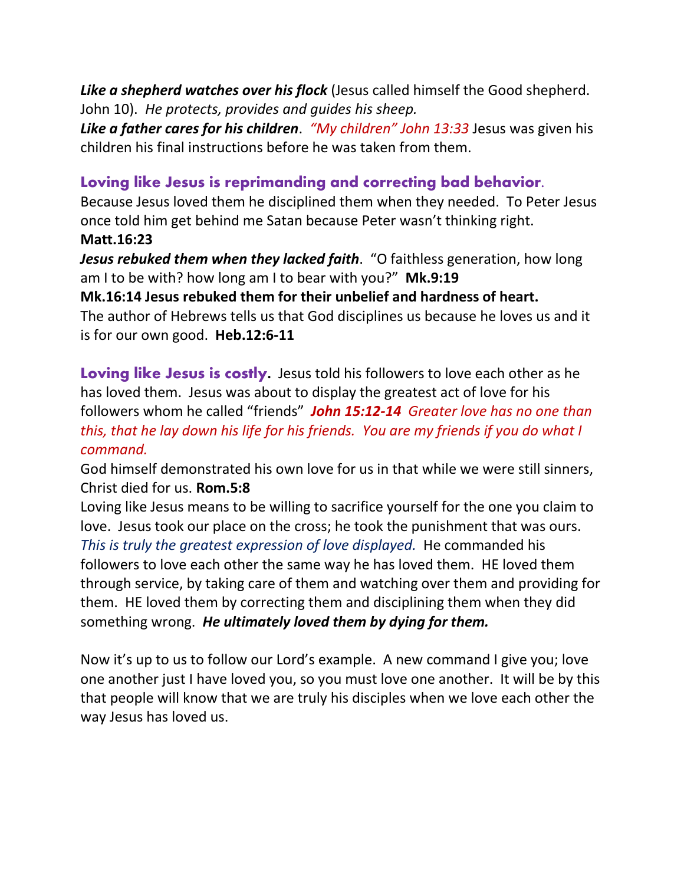***Like a shepherd watches over his flock*** (Jesus called himself the Good shepherd. John 10). *He protects, provides and guides his sheep.*
***Like a father cares for his children***. *"My children" John 13:33* Jesus was given his children his final instructions before he was taken from them.

## Loving like Jesus is reprimanding and correcting bad behavior.

Because Jesus loved them he disciplined them when they needed. To Peter Jesus once told him get behind me Satan because Peter wasn't thinking right. **Matt.16:23**
***Jesus rebuked them when they lacked faith***. "O faithless generation, how long am I to be with? how long am I to bear with you?" **Mk.9:19**
**Mk.16:14 Jesus rebuked them for their unbelief and hardness of heart.**
The author of Hebrews tells us that God disciplines us because he loves us and it is for our own good. **Heb.12:6-11**

**Loving like Jesus is costly.** Jesus told his followers to love each other as he has loved them. Jesus was about to display the greatest act of love for his followers whom he called "friends" ***John 15:12-14*** *Greater love has no one than this, that he lay down his life for his friends. You are my friends if you do what I command.*
God himself demonstrated his own love for us in that while we were still sinners, Christ died for us. **Rom.5:8**
Loving like Jesus means to be willing to sacrifice yourself for the one you claim to love. Jesus took our place on the cross; he took the punishment that was ours. *This is truly the greatest expression of love displayed.* He commanded his followers to love each other the same way he has loved them. HE loved them through service, by taking care of them and watching over them and providing for them. HE loved them by correcting them and disciplining them when they did something wrong. ***He ultimately loved them by dying for them.***

Now it's up to us to follow our Lord's example. A new command I give you; love one another just I have loved you, so you must love one another. It will be by this that people will know that we are truly his disciples when we love each other the way Jesus has loved us.